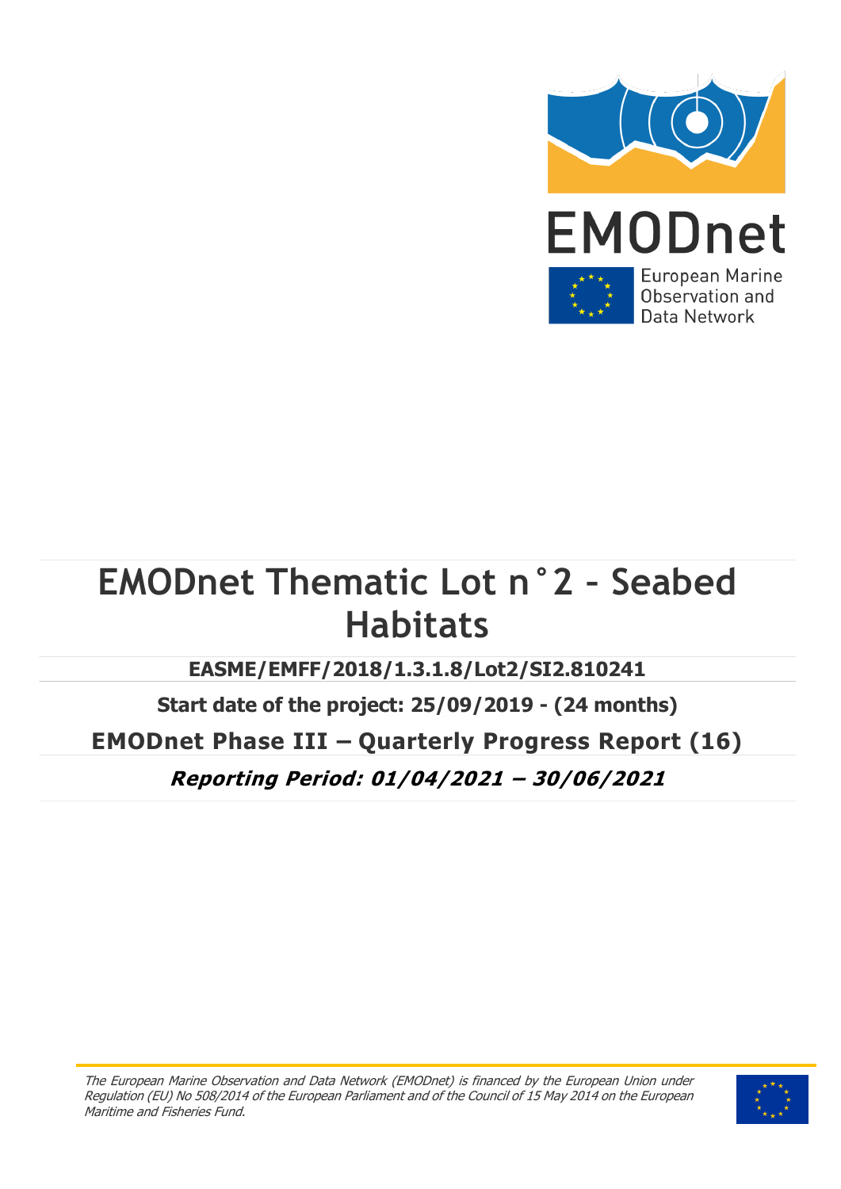EMODnet

European Marine Observation and Data Network

# EMODnet Thematic Lot n°2 - Seabed Habitats

**EASME/EMFF/2018/1.3.1.8/Lot2/SI2.810241**

**Start date of the project: 25/09/2019 - (24 months)**

**EMODnet Phase III – Quarterly Progress Report (16)**

***Reporting Period: 01/04/2021 – 30/06/2021***

*The European Marine Observation and Data Network (EMODnet) is financed by the European Union under Regulation (EU) No 508/2014 of the European Parliament and of the Council of 15 May 2014 on the European Maritime and Fisheries Fund.*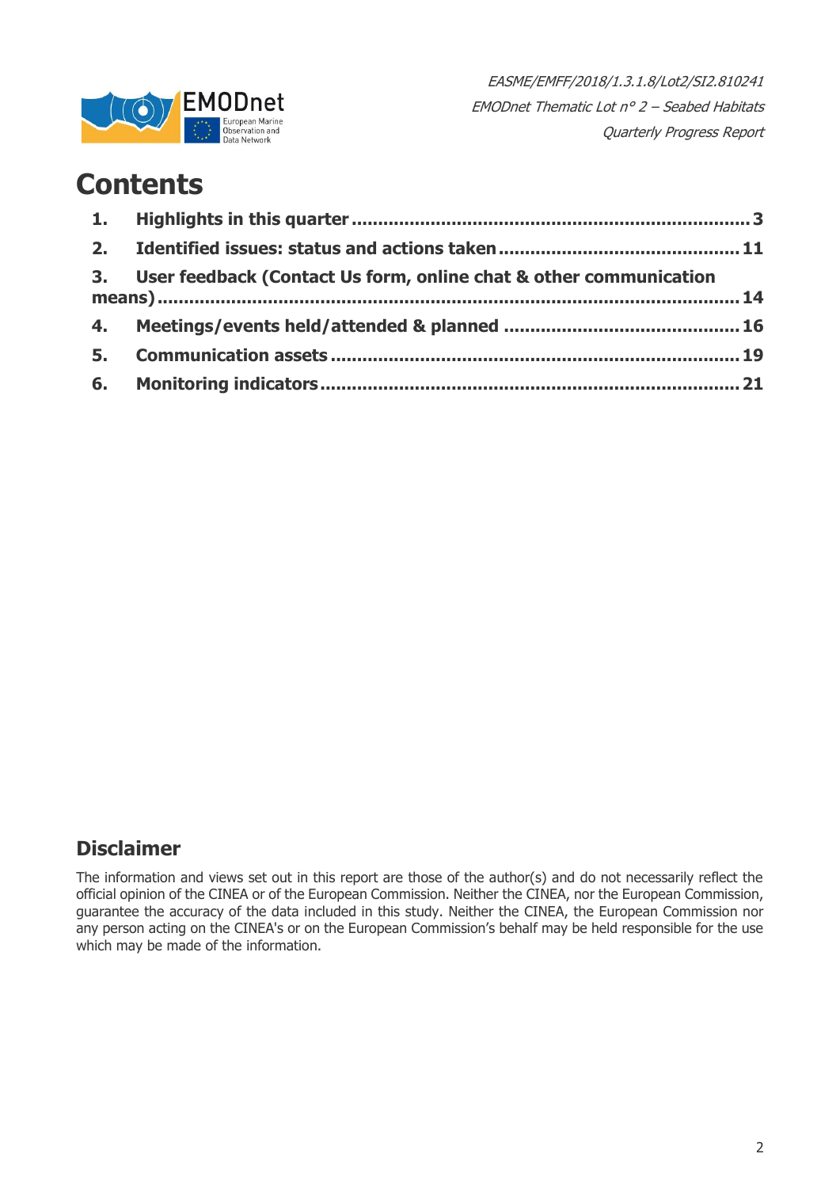# Contents

1. **Highlights in this quarter** ........................................................................ 3
2. **Identified issues: status and actions taken** .......................................... 11
3. **User feedback (Contact Us form, online chat & other communication means)** ........................................................................................................ 14
4. **Meetings/events held/attended & planned** ........................................... 16
5. **Communication assets** ............................................................................ 19
6. **Monitoring indicators** .............................................................................. 21

## Disclaimer

The information and views set out in this report are those of the author(s) and do not necessarily reflect the official opinion of the CINEA or of the European Commission. Neither the CINEA, nor the European Commission, guarantee the accuracy of the data included in this study. Neither the CINEA, the European Commission nor any person acting on the CINEA's or on the European Commission's behalf may be held responsible for the use which may be made of the information.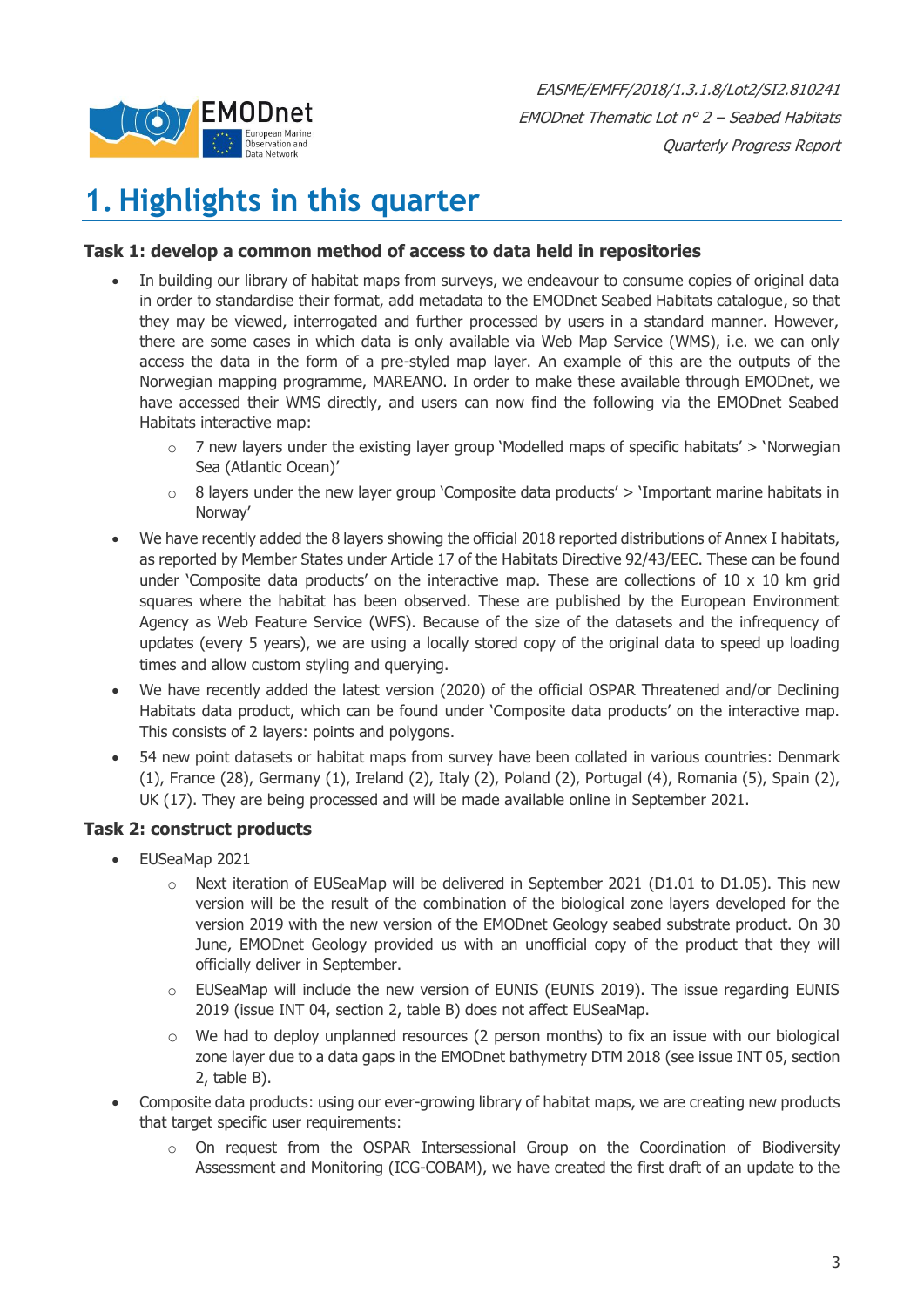# 1. Highlights in this quarter

### Task 1: develop a common method of access to data held in repositories

- In building our library of habitat maps from surveys, we endeavour to consume copies of original data in order to standardise their format, add metadata to the EMODnet Seabed Habitats catalogue, so that they may be viewed, interrogated and further processed by users in a standard manner. However, there are some cases in which data is only available via Web Map Service (WMS), i.e. we can only access the data in the form of a pre-styled map layer. An example of this are the outputs of the Norwegian mapping programme, MAREANO. In order to make these available through EMODnet, we have accessed their WMS directly, and users can now find the following via the EMODnet Seabed Habitats interactive map:
  - 7 new layers under the existing layer group 'Modelled maps of specific habitats' > 'Norwegian Sea (Atlantic Ocean)'
  - 8 layers under the new layer group 'Composite data products' > 'Important marine habitats in Norway'
- We have recently added the 8 layers showing the official 2018 reported distributions of Annex I habitats, as reported by Member States under Article 17 of the Habitats Directive 92/43/EEC. These can be found under 'Composite data products' on the interactive map. These are collections of 10 x 10 km grid squares where the habitat has been observed. These are published by the European Environment Agency as Web Feature Service (WFS). Because of the size of the datasets and the infrequency of updates (every 5 years), we are using a locally stored copy of the original data to speed up loading times and allow custom styling and querying.
- We have recently added the latest version (2020) of the official OSPAR Threatened and/or Declining Habitats data product, which can be found under 'Composite data products' on the interactive map. This consists of 2 layers: points and polygons.
- 54 new point datasets or habitat maps from survey have been collated in various countries: Denmark (1), France (28), Germany (1), Ireland (2), Italy (2), Poland (2), Portugal (4), Romania (5), Spain (2), UK (17). They are being processed and will be made available online in September 2021.

### Task 2: construct products

- EUSeaMap 2021
  - Next iteration of EUSeaMap will be delivered in September 2021 (D1.01 to D1.05). This new version will be the result of the combination of the biological zone layers developed for the version 2019 with the new version of the EMODnet Geology seabed substrate product. On 30 June, EMODnet Geology provided us with an unofficial copy of the product that they will officially deliver in September.
  - EUSeaMap will include the new version of EUNIS (EUNIS 2019). The issue regarding EUNIS 2019 (issue INT 04, section 2, table B) does not affect EUSeaMap.
  - We had to deploy unplanned resources (2 person months) to fix an issue with our biological zone layer due to a data gaps in the EMODnet bathymetry DTM 2018 (see issue INT 05, section 2, table B).
- Composite data products: using our ever-growing library of habitat maps, we are creating new products that target specific user requirements:
  - On request from the OSPAR Intersessional Group on the Coordination of Biodiversity Assessment and Monitoring (ICG-COBAM), we have created the first draft of an update to the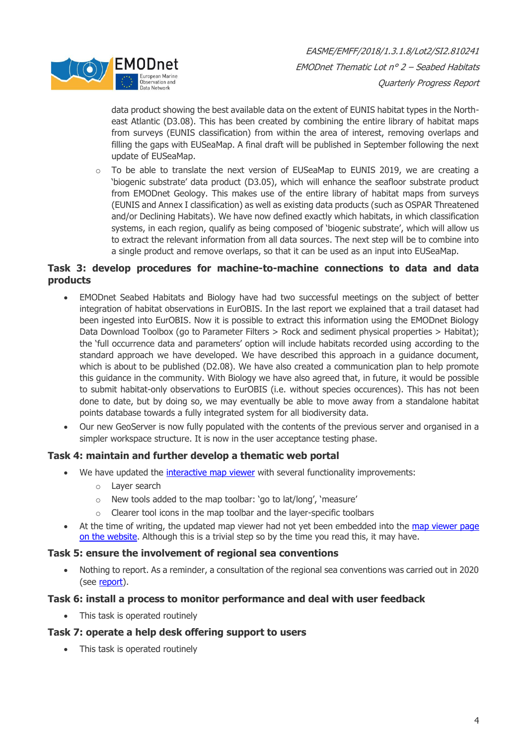data product showing the best available data on the extent of EUNIS habitat types in the North-east Atlantic (D3.08). This has been created by combining the entire library of habitat maps from surveys (EUNIS classification) from within the area of interest, removing overlaps and filling the gaps with EUSeaMap. A final draft will be published in September following the next update of EUSeaMap.

  - To be able to translate the next version of EUSeaMap to EUNIS 2019, we are creating a 'biogenic substrate' data product (D3.05), which will enhance the seafloor substrate product from EMODnet Geology. This makes use of the entire library of habitat maps from surveys (EUNIS and Annex I classification) as well as existing data products (such as OSPAR Threatened and/or Declining Habitats). We have now defined exactly which habitats, in which classification systems, in each region, qualify as being composed of 'biogenic substrate', which will allow us to extract the relevant information from all data sources. The next step will be to combine into a single product and remove overlaps, so that it can be used as an input into EUSeaMap.

### Task 3: develop procedures for machine-to-machine connections to data and data products

- EMODnet Seabed Habitats and Biology have had two successful meetings on the subject of better integration of habitat observations in EurOBIS. In the last report we explained that a trail dataset had been ingested into EurOBIS. Now it is possible to extract this information using the EMODnet Biology Data Download Toolbox (go to Parameter Filters > Rock and sediment physical properties > Habitat); the 'full occurrence data and parameters' option will include habitats recorded using according to the standard approach we have developed. We have described this approach in a guidance document, which is about to be published (D2.08). We have also created a communication plan to help promote this guidance in the community. With Biology we have also agreed that, in future, it would be possible to submit habitat-only observations to EurOBIS (i.e. without species occurences). This has not been done to date, but by doing so, we may eventually be able to move away from a standalone habitat points database towards a fully integrated system for all biodiversity data.
- Our new GeoServer is now fully populated with the contents of the previous server and organised in a simpler workspace structure. It is now in the user acceptance testing phase.

### Task 4: maintain and further develop a thematic web portal

- We have updated the interactive map viewer with several functionality improvements:
  - Layer search
  - New tools added to the map toolbar: 'go to lat/long', 'measure'
  - Clearer tool icons in the map toolbar and the layer-specific toolbars
- At the time of writing, the updated map viewer had not yet been embedded into the map viewer page on the website. Although this is a trivial step so by the time you read this, it may have.

### Task 5: ensure the involvement of regional sea conventions

- Nothing to report. As a reminder, a consultation of the regional sea conventions was carried out in 2020 (see report).

### Task 6: install a process to monitor performance and deal with user feedback

- This task is operated routinely

### Task 7: operate a help desk offering support to users

- This task is operated routinely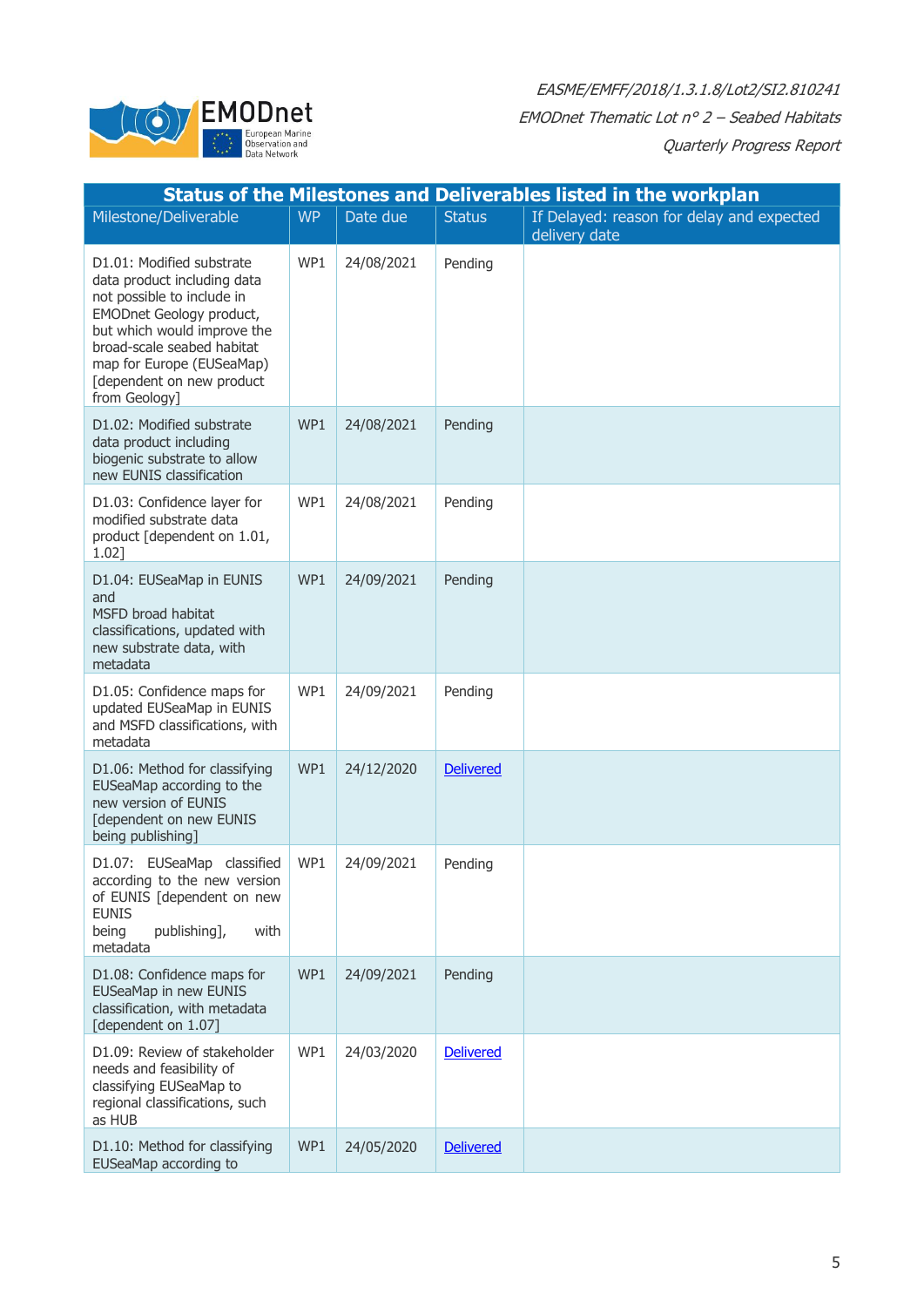| Status of the Milestones and Deliverables listed in the workplan | | | | |
|---|---|---|---|---|
| Milestone/Deliverable | WP | Date due | Status | If Delayed: reason for delay and expected delivery date |
| D1.01: Modified substrate data product including data not possible to include in EMODnet Geology product, but which would improve the broad-scale seabed habitat map for Europe (EUSeaMap) [dependent on new product from Geology] | WP1 | 24/08/2021 | Pending | |
| D1.02: Modified substrate data product including biogenic substrate to allow new EUNIS classification | WP1 | 24/08/2021 | Pending | |
| D1.03: Confidence layer for modified substrate data product [dependent on 1.01, 1.02] | WP1 | 24/08/2021 | Pending | |
| D1.04: EUSeaMap in EUNIS and MSFD broad habitat classifications, updated with new substrate data, with metadata | WP1 | 24/09/2021 | Pending | |
| D1.05: Confidence maps for updated EUSeaMap in EUNIS and MSFD classifications, with metadata | WP1 | 24/09/2021 | Pending | |
| D1.06: Method for classifying EUSeaMap according to the new version of EUNIS [dependent on new EUNIS being publishing] | WP1 | 24/12/2020 | Delivered | |
| D1.07: EUSeaMap classified according to the new version of EUNIS [dependent on new EUNIS being publishing], with metadata | WP1 | 24/09/2021 | Pending | |
| D1.08: Confidence maps for EUSeaMap in new EUNIS classification, with metadata [dependent on 1.07] | WP1 | 24/09/2021 | Pending | |
| D1.09: Review of stakeholder needs and feasibility of classifying EUSeaMap to regional classifications, such as HUB | WP1 | 24/03/2020 | Delivered | |
| D1.10: Method for classifying EUSeaMap according to | WP1 | 24/05/2020 | Delivered | |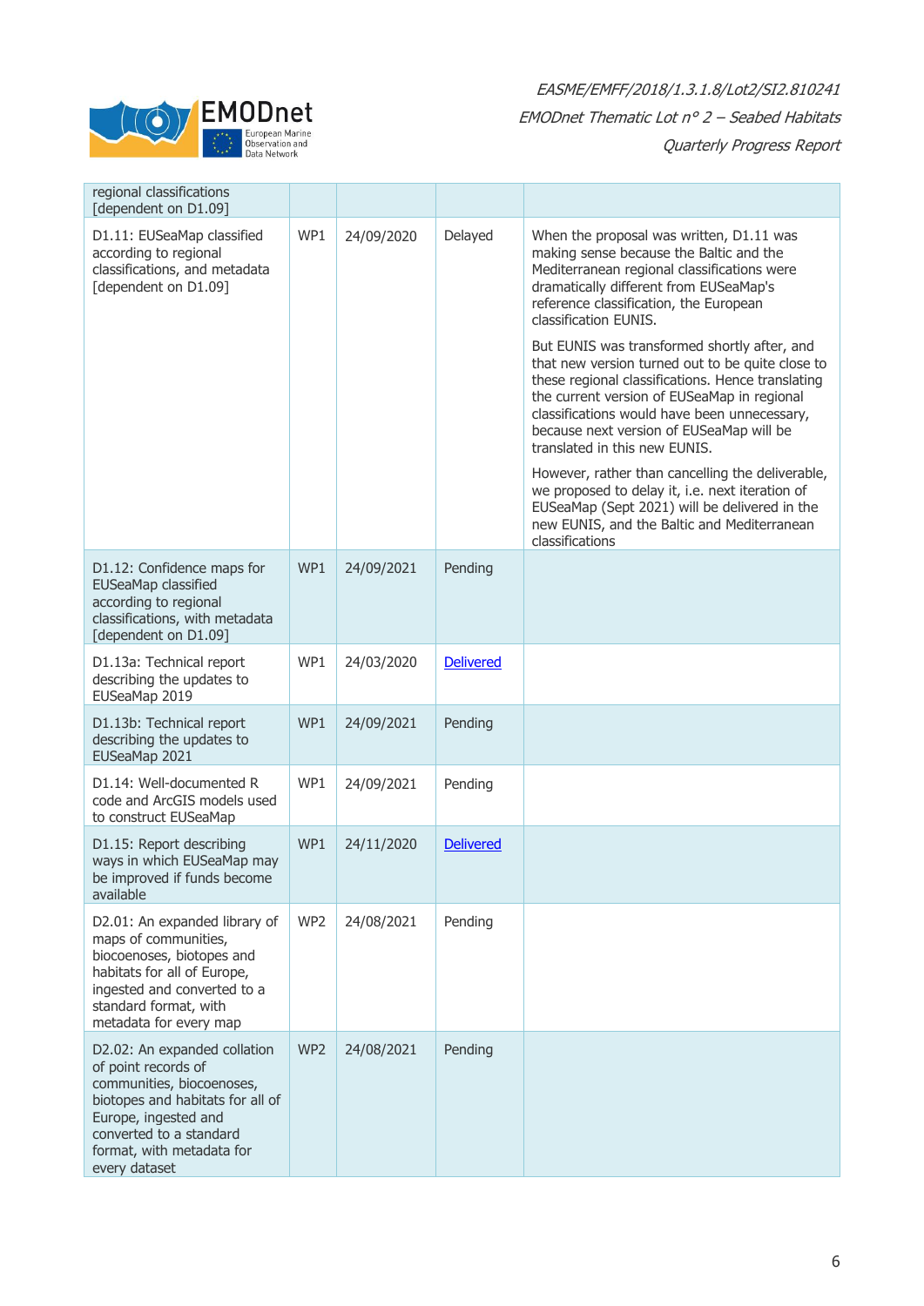| | | | | |
|---|---|---|---|---|
| regional classifications [dependent on D1.09] | | | | |
| D1.11: EUSeaMap classified according to regional classifications, and metadata [dependent on D1.09] | WP1 | 24/09/2020 | Delayed | When the proposal was written, D1.11 was making sense because the Baltic and the Mediterranean regional classifications were dramatically different from EUSeaMap's reference classification, the European classification EUNIS. But EUNIS was transformed shortly after, and that new version turned out to be quite close to these regional classifications. Hence translating the current version of EUSeaMap in regional classifications would have been unnecessary, because next version of EUSeaMap will be translated in this new EUNIS. However, rather than cancelling the deliverable, we proposed to delay it, i.e. next iteration of EUSeaMap (Sept 2021) will be delivered in the new EUNIS, and the Baltic and Mediterranean classifications |
| D1.12: Confidence maps for EUSeaMap classified according to regional classifications, with metadata [dependent on D1.09] | WP1 | 24/09/2021 | Pending | |
| D1.13a: Technical report describing the updates to EUSeaMap 2019 | WP1 | 24/03/2020 | Delivered | |
| D1.13b: Technical report describing the updates to EUSeaMap 2021 | WP1 | 24/09/2021 | Pending | |
| D1.14: Well-documented R code and ArcGIS models used to construct EUSeaMap | WP1 | 24/09/2021 | Pending | |
| D1.15: Report describing ways in which EUSeaMap may be improved if funds become available | WP1 | 24/11/2020 | Delivered | |
| D2.01: An expanded library of maps of communities, biocoenoses, biotopes and habitats for all of Europe, ingested and converted to a standard format, with metadata for every map | WP2 | 24/08/2021 | Pending | |
| D2.02: An expanded collation of point records of communities, biocoenoses, biotopes and habitats for all of Europe, ingested and converted to a standard format, with metadata for every dataset | WP2 | 24/08/2021 | Pending | |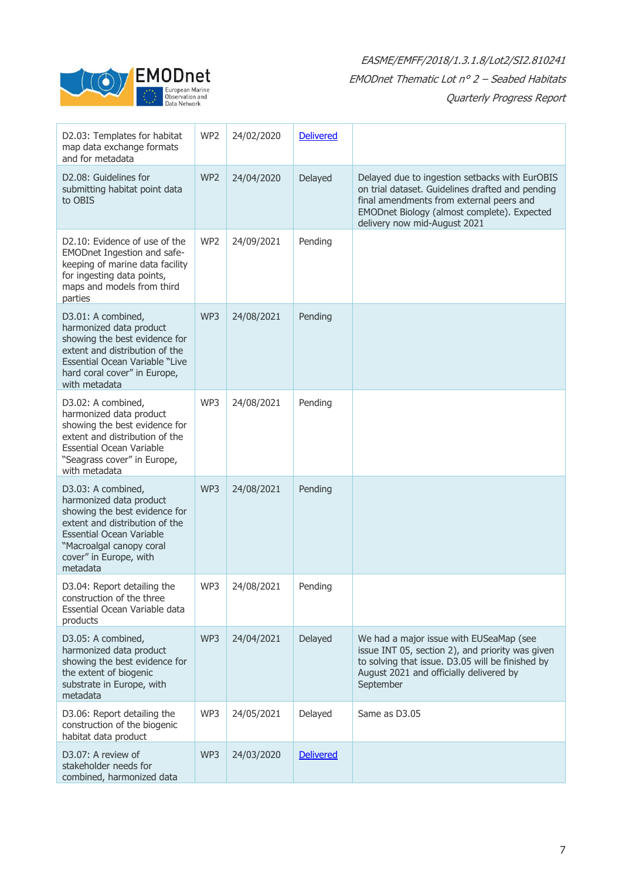| D2.03: Templates for habitat map data exchange formats and for metadata | WP2 | 24/02/2020 | Delivered | |
|---|---|---|---|---|
| D2.08: Guidelines for submitting habitat point data to OBIS | WP2 | 24/04/2020 | Delayed | Delayed due to ingestion setbacks with EurOBIS on trial dataset. Guidelines drafted and pending final amendments from external peers and EMODnet Biology (almost complete). Expected delivery now mid-August 2021 |
| D2.10: Evidence of use of the EMODnet Ingestion and safe-keeping of marine data facility for ingesting data points, maps and models from third parties | WP2 | 24/09/2021 | Pending | |
| D3.01: A combined, harmonized data product showing the best evidence for extent and distribution of the Essential Ocean Variable "Live hard coral cover" in Europe, with metadata | WP3 | 24/08/2021 | Pending | |
| D3.02: A combined, harmonized data product showing the best evidence for extent and distribution of the Essential Ocean Variable "Seagrass cover" in Europe, with metadata | WP3 | 24/08/2021 | Pending | |
| D3.03: A combined, harmonized data product showing the best evidence for extent and distribution of the Essential Ocean Variable "Macroalgal canopy coral cover" in Europe, with metadata | WP3 | 24/08/2021 | Pending | |
| D3.04: Report detailing the construction of the three Essential Ocean Variable data products | WP3 | 24/08/2021 | Pending | |
| D3.05: A combined, harmonized data product showing the best evidence for the extent of biogenic substrate in Europe, with metadata | WP3 | 24/04/2021 | Delayed | We had a major issue with EUSeaMap (see issue INT 05, section 2), and priority was given to solving that issue. D3.05 will be finished by August 2021 and officially delivered by September |
| D3.06: Report detailing the construction of the biogenic habitat data product | WP3 | 24/05/2021 | Delayed | Same as D3.05 |
| D3.07: A review of stakeholder needs for combined, harmonized data | WP3 | 24/03/2020 | Delivered | |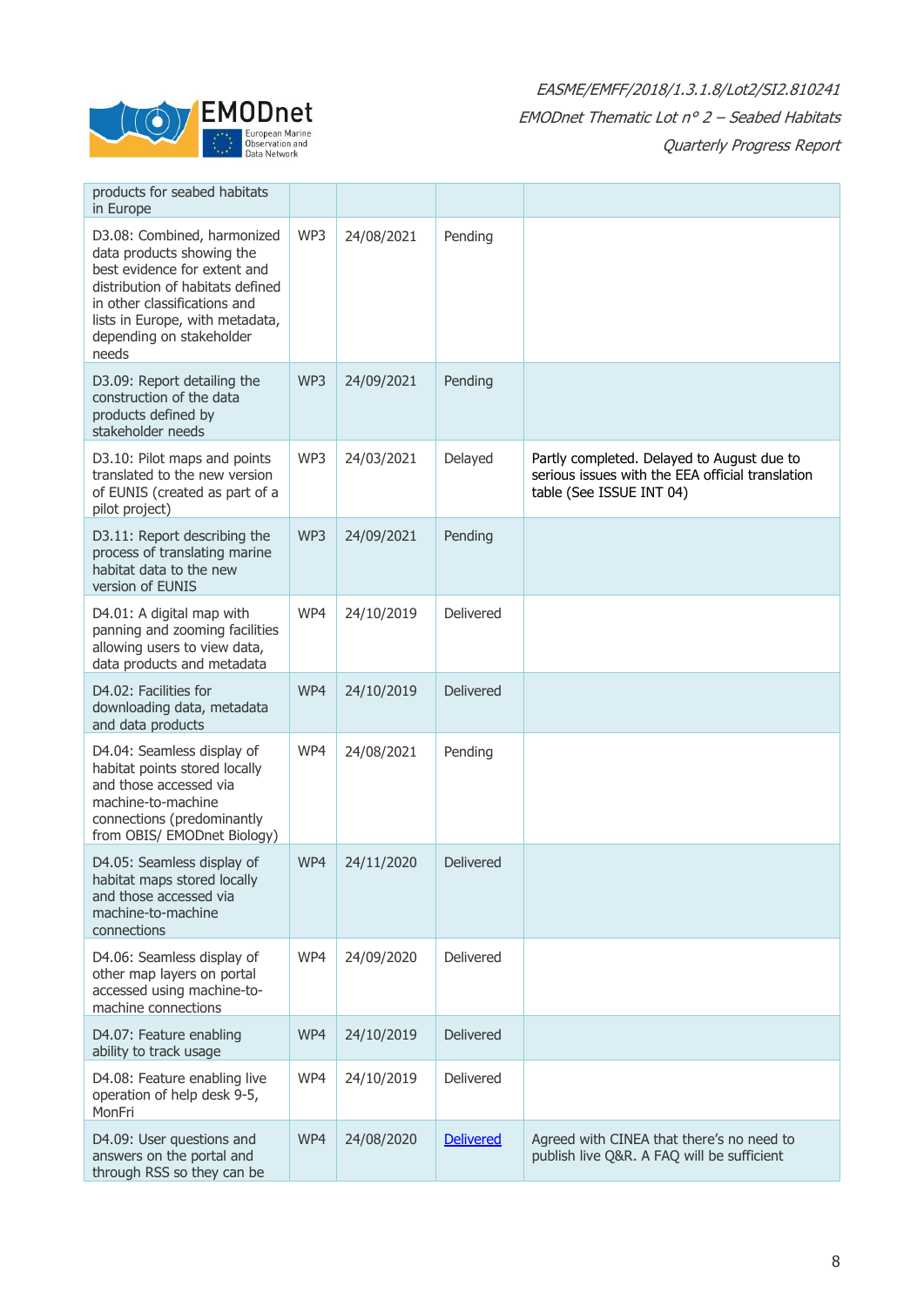| | | | | |
|---|---|---|---|---|
| products for seabed habitats in Europe | | | | |
| D3.08: Combined, harmonized data products showing the best evidence for extent and distribution of habitats defined in other classifications and lists in Europe, with metadata, depending on stakeholder needs | WP3 | 24/08/2021 | Pending | |
| D3.09: Report detailing the construction of the data products defined by stakeholder needs | WP3 | 24/09/2021 | Pending | |
| D3.10: Pilot maps and points translated to the new version of EUNIS (created as part of a pilot project) | WP3 | 24/03/2021 | Delayed | Partly completed. Delayed to August due to serious issues with the EEA official translation table (See ISSUE INT 04) |
| D3.11: Report describing the process of translating marine habitat data to the new version of EUNIS | WP3 | 24/09/2021 | Pending | |
| D4.01: A digital map with panning and zooming facilities allowing users to view data, data products and metadata | WP4 | 24/10/2019 | Delivered | |
| D4.02: Facilities for downloading data, metadata and data products | WP4 | 24/10/2019 | Delivered | |
| D4.04: Seamless display of habitat points stored locally and those accessed via machine-to-machine connections (predominantly from OBIS/ EMODnet Biology) | WP4 | 24/08/2021 | Pending | |
| D4.05: Seamless display of habitat maps stored locally and those accessed via machine-to-machine connections | WP4 | 24/11/2020 | Delivered | |
| D4.06: Seamless display of other map layers on portal accessed using machine-to-machine connections | WP4 | 24/09/2020 | Delivered | |
| D4.07: Feature enabling ability to track usage | WP4 | 24/10/2019 | Delivered | |
| D4.08: Feature enabling live operation of help desk 9-5, MonFri | WP4 | 24/10/2019 | Delivered | |
| D4.09: User questions and answers on the portal and through RSS so they can be | WP4 | 24/08/2020 | Delivered | Agreed with CINEA that there's no need to publish live Q&R. A FAQ will be sufficient |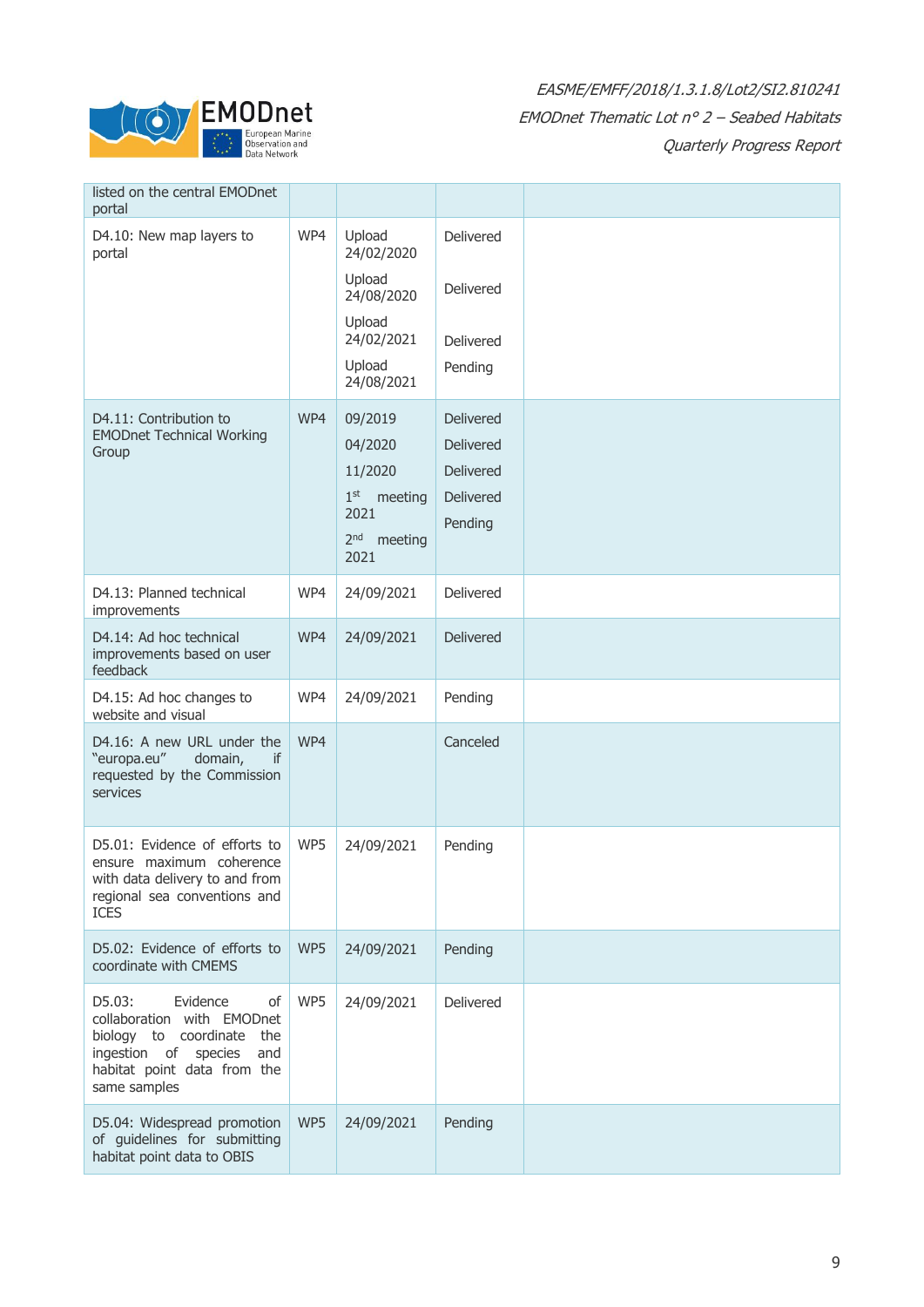| | | | | |
|---|---|---|---|---|
| listed on the central EMODnet portal | | | | |
| D4.10: New map layers to portal | WP4 | Upload 24/02/2020<br>Upload 24/08/2020<br>Upload 24/02/2021<br>Upload 24/08/2021 | Delivered<br>Delivered<br>Delivered<br>Pending | |
| D4.11: Contribution to EMODnet Technical Working Group | WP4 | 09/2019<br>04/2020<br>11/2020<br>1st meeting 2021<br>2nd meeting 2021 | Delivered<br>Delivered<br>Delivered<br>Delivered<br>Pending | |
| D4.13: Planned technical improvements | WP4 | 24/09/2021 | Delivered | |
| D4.14: Ad hoc technical improvements based on user feedback | WP4 | 24/09/2021 | Delivered | |
| D4.15: Ad hoc changes to website and visual | WP4 | 24/09/2021 | Pending | |
| D4.16: A new URL under the "europa.eu" domain, if requested by the Commission services | WP4 | | Canceled | |
| D5.01: Evidence of efforts to ensure maximum coherence with data delivery to and from regional sea conventions and ICES | WP5 | 24/09/2021 | Pending | |
| D5.02: Evidence of efforts to coordinate with CMEMS | WP5 | 24/09/2021 | Pending | |
| D5.03: Evidence of collaboration with EMODnet biology to coordinate the ingestion of species and habitat point data from the same samples | WP5 | 24/09/2021 | Delivered | |
| D5.04: Widespread promotion of guidelines for submitting habitat point data to OBIS | WP5 | 24/09/2021 | Pending | |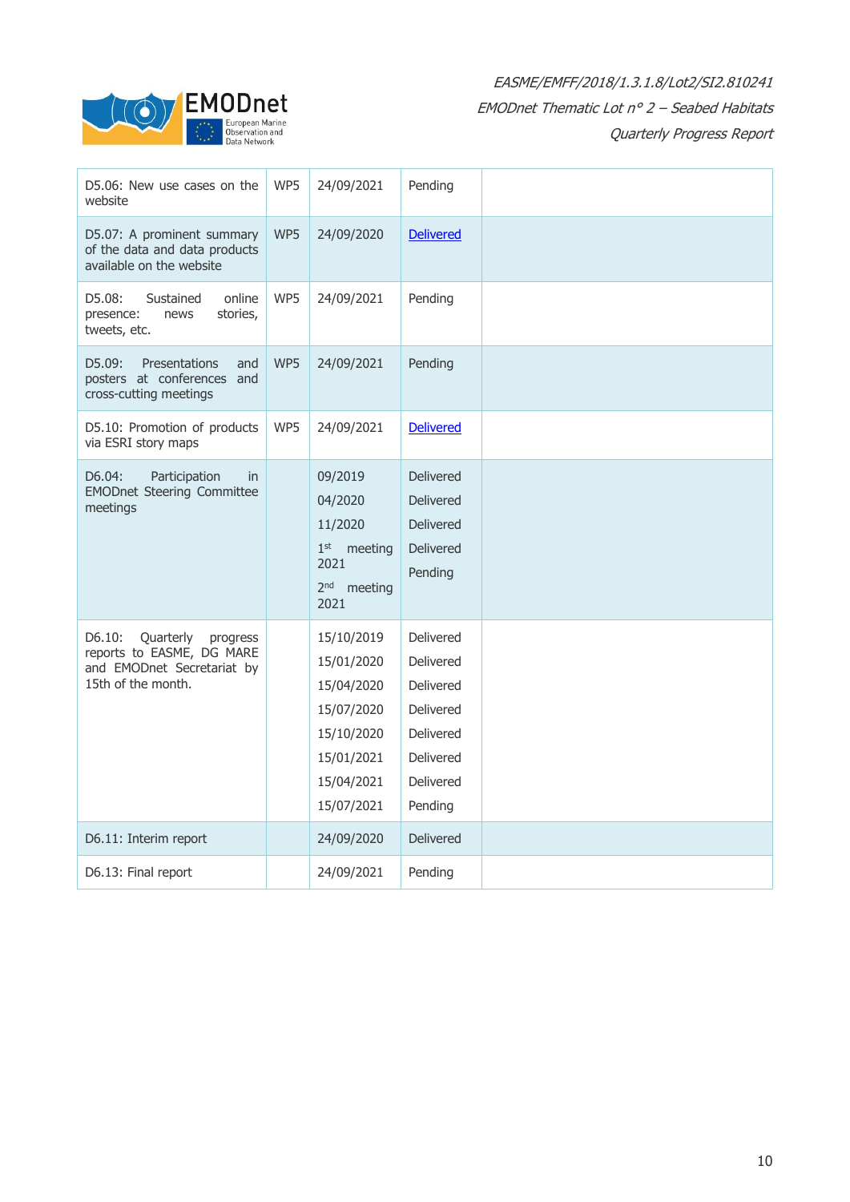| D5.06: New use cases on the website | WP5 | 24/09/2021 | Pending | |
|---|---|---|---|---|
| D5.07: A prominent summary of the data and data products available on the website | WP5 | 24/09/2020 | Delivered | |
| D5.08: Sustained online presence: news stories, tweets, etc. | WP5 | 24/09/2021 | Pending | |
| D5.09: Presentations and posters at conferences and cross-cutting meetings | WP5 | 24/09/2021 | Pending | |
| D5.10: Promotion of products via ESRI story maps | WP5 | 24/09/2021 | Delivered | |
| D6.04: Participation in EMODnet Steering Committee meetings | | 09/2019<br>04/2020<br>11/2020<br>1st meeting 2021<br>2nd meeting 2021 | Delivered<br>Delivered<br>Delivered<br>Delivered<br>Pending | |
| D6.10: Quarterly progress reports to EASME, DG MARE and EMODnet Secretariat by 15th of the month. | | 15/10/2019<br>15/01/2020<br>15/04/2020<br>15/07/2020<br>15/10/2020<br>15/01/2021<br>15/04/2021<br>15/07/2021 | Delivered<br>Delivered<br>Delivered<br>Delivered<br>Delivered<br>Delivered<br>Delivered<br>Pending | |
| D6.11: Interim report | | 24/09/2020 | Delivered | |
| D6.13: Final report | | 24/09/2021 | Pending | |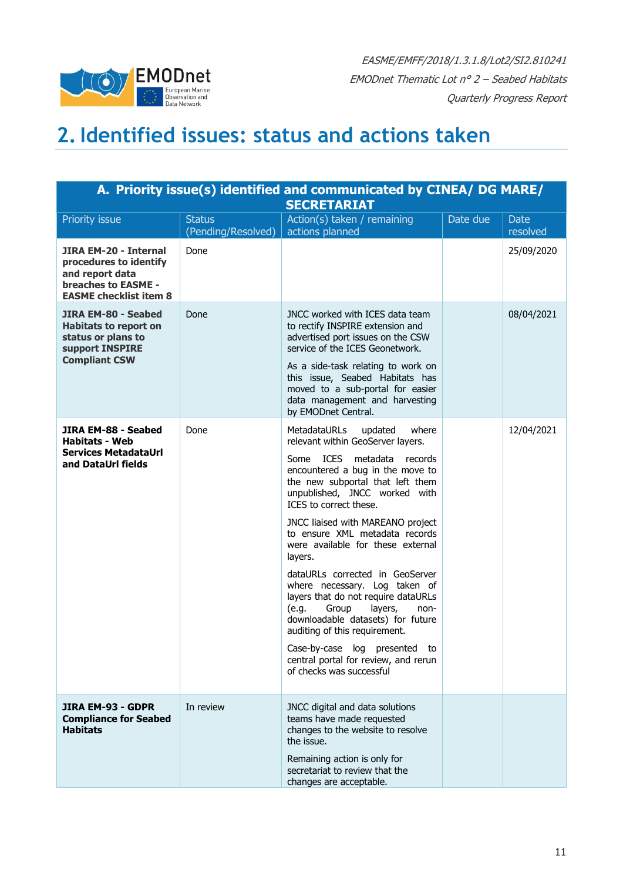# 2. Identified issues: status and actions taken

| A. Priority issue(s) identified and communicated by CINEA/ DG MARE/ SECRETARIAT | | | | |
|---|---|---|---|---|
| Priority issue | Status (Pending/Resolved) | Action(s) taken / remaining actions planned | Date due | Date resolved |
| **JIRA EM-20 - Internal procedures to identify and report data breaches to EASME - EASME checklist item 8** | Done | | | 25/09/2020 |
| **JIRA EM-80 - Seabed Habitats to report on status or plans to support INSPIRE Compliant CSW** | Done | JNCC worked with ICES data team to rectify INSPIRE extension and advertised port issues on the CSW service of the ICES Geonetwork.<br><br>As a side-task relating to work on this issue, Seabed Habitats has moved to a sub-portal for easier data management and harvesting by EMODnet Central. | | 08/04/2021 |
| **JIRA EM-88 - Seabed Habitats - Web Services MetadataUrl and DataUrl fields** | Done | MetadataURLs updated where relevant within GeoServer layers.<br><br>Some ICES metadata records encountered a bug in the move to the new subportal that left them unpublished, JNCC worked with ICES to correct these.<br><br>JNCC liaised with MAREANO project to ensure XML metadata records were available for these external layers.<br><br>dataURLs corrected in GeoServer where necessary. Log taken of layers that do not require dataURLs (e.g. Group layers, non-downloadable datasets) for future auditing of this requirement.<br><br>Case-by-case log presented to central portal for review, and rerun of checks was successful | | 12/04/2021 |
| **JIRA EM-93 - GDPR Compliance for Seabed Habitats** | In review | JNCC digital and data solutions teams have made requested changes to the website to resolve the issue.<br><br>Remaining action is only for secretariat to review that the changes are acceptable. | | |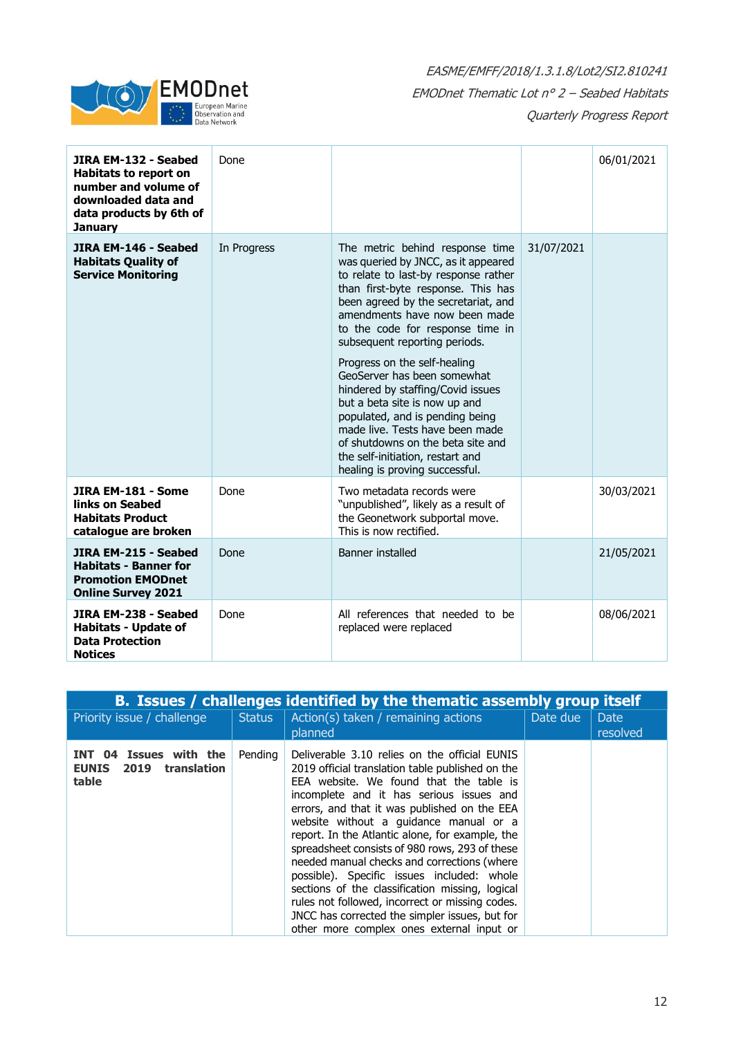| JIRA EM-132 - Seabed Habitats to report on number and volume of downloaded data and data products by 6th of January | Done | | | 06/01/2021 |
|---|---|---|---|---|
| **JIRA EM-146 - Seabed Habitats Quality of Service Monitoring** | In Progress | The metric behind response time was queried by JNCC, as it appeared to relate to last-by response rather than first-byte response. This has been agreed by the secretariat, and amendments have now been made to the code for response time in subsequent reporting periods.<br><br>Progress on the self-healing GeoServer has been somewhat hindered by staffing/Covid issues but a beta site is now up and populated, and is pending being made live. Tests have been made of shutdowns on the beta site and the self-initiation, restart and healing is proving successful. | 31/07/2021 | |
| **JIRA EM-181 - Some links on Seabed Habitats Product catalogue are broken** | Done | Two metadata records were "unpublished", likely as a result of the Geonetwork subportal move. This is now rectified. | | 30/03/2021 |
| **JIRA EM-215 - Seabed Habitats - Banner for Promotion EMODnet Online Survey 2021** | Done | Banner installed | | 21/05/2021 |
| **JIRA EM-238 - Seabed Habitats - Update of Data Protection Notices** | Done | All references that needed to be replaced were replaced | | 08/06/2021 |

| **B. Issues / challenges identified by the thematic assembly group itself** | | | | |
|---|---|---|---|---|
| Priority issue / challenge | Status | Action(s) taken / remaining actions planned | Date due | Date resolved |
| **INT 04 Issues with the EUNIS 2019 translation table** | Pending | Deliverable 3.10 relies on the official EUNIS 2019 official translation table published on the EEA website. We found that the table is incomplete and it has serious issues and errors, and that it was published on the EEA website without a guidance manual or a report. In the Atlantic alone, for example, the spreadsheet consists of 980 rows, 293 of these needed manual checks and corrections (where possible). Specific issues included: whole sections of the classification missing, logical rules not followed, incorrect or missing codes. JNCC has corrected the simpler issues, but for other more complex ones external input or | | |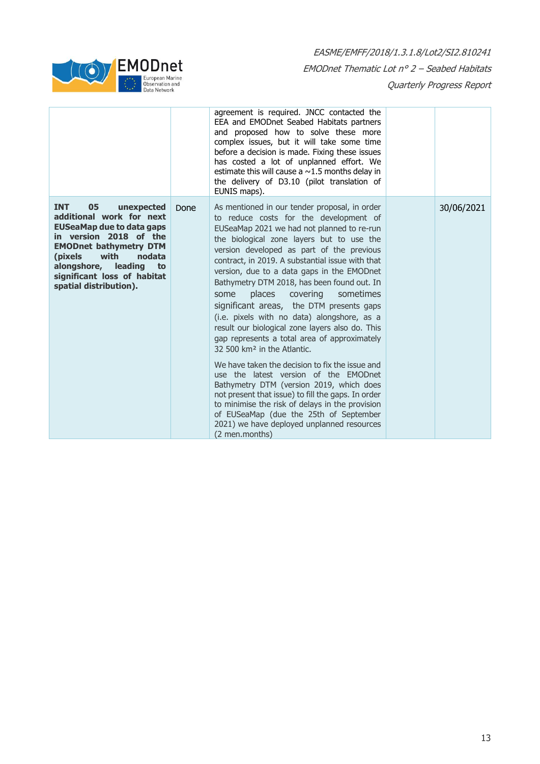|  |  | agreement is required. JNCC contacted the EEA and EMODnet Seabed Habitats partners and proposed how to solve these more complex issues, but it will take some time before a decision is made. Fixing these issues has costed a lot of unplanned effort. We estimate this will cause a ~1.5 months delay in the delivery of D3.10 (pilot translation of EUNIS maps). |  |  |
|---|---|---|---|---|
| **INT 05 unexpected additional work for next EUSeaMap due to data gaps in version 2018 of the EMODnet bathymetry DTM (pixels with nodata alongshore, leading to significant loss of habitat spatial distribution).** | Done | As mentioned in our tender proposal, in order to reduce costs for the development of EUSeaMap 2021 we had not planned to re-run the biological zone layers but to use the version developed as part of the previous contract, in 2019. A substantial issue with that version, due to a data gaps in the EMODnet Bathymetry DTM 2018, has been found out. In some places covering sometimes significant areas, the DTM presents gaps (i.e. pixels with no data) alongshore, as a result our biological zone layers also do. This gap represents a total area of approximately 32 500 km² in the Atlantic.<br><br>We have taken the decision to fix the issue and use the latest version of the EMODnet Bathymetry DTM (version 2019, which does not present that issue) to fill the gaps. In order to minimise the risk of delays in the provision of EUSeaMap (due the 25th of September 2021) we have deployed unplanned resources (2 men.months) |  | 30/06/2021 |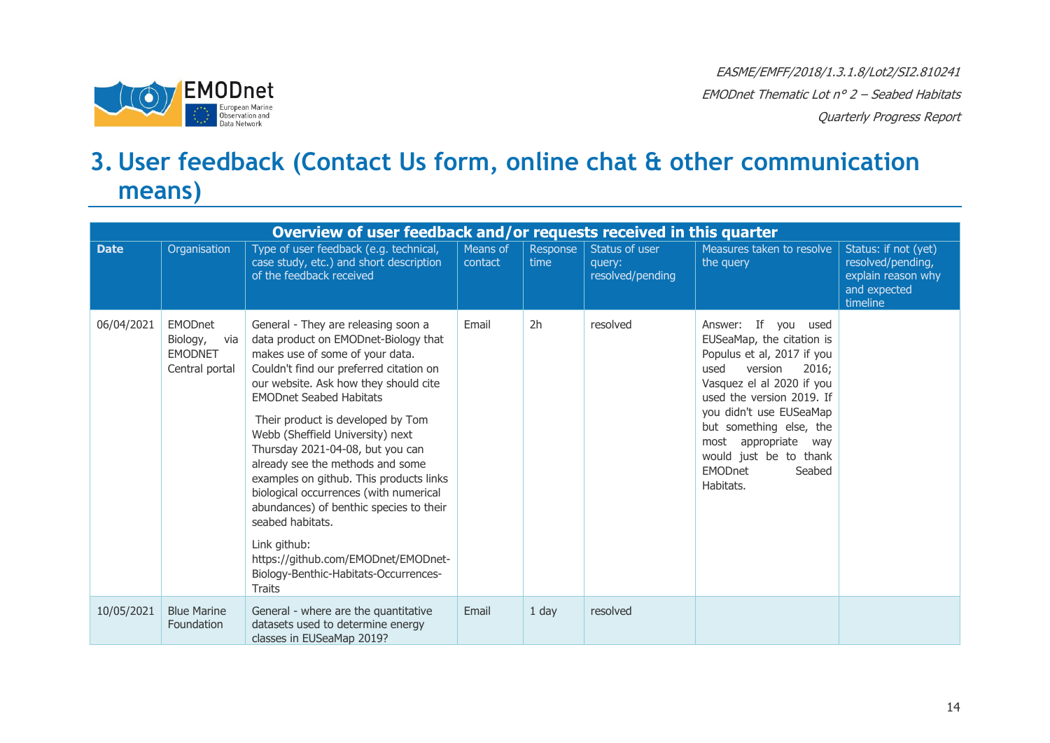## 3. User feedback (Contact Us form, online chat & other communication means)

| Overview of user feedback and/or requests received in this quarter | | | | | | | |
|---|---|---|---|---|---|---|---|
| **Date** | Organisation | Type of user feedback (e.g. technical, case study, etc.) and short description of the feedback received | Means of contact | Response time | Status of user query: resolved/pending | Measures taken to resolve the query | Status: if not (yet) resolved/pending, explain reason why and expected timeline |
| 06/04/2021 | EMODnet Biology, via EMODNET Central portal | General - They are releasing soon a data product on EMODnet-Biology that makes use of some of your data. Couldn't find our preferred citation on our website. Ask how they should cite EMODnet Seabed Habitats<br><br>Their product is developed by Tom Webb (Sheffield University) next Thursday 2021-04-08, but you can already see the methods and some examples on github. This products links biological occurrences (with numerical abundances) of benthic species to their seabed habitats.<br><br>Link github: https://github.com/EMODnet/EMODnet-Biology-Benthic-Habitats-Occurrences-Traits | Email | 2h | resolved | Answer: If you used EUSeaMap, the citation is Populus et al, 2017 if you used version 2016; Vasquez el al 2020 if you used the version 2019. If you didn't use EUSeaMap but something else, the most appropriate way would just be to thank EMODnet Seabed Habitats. | |
| 10/05/2021 | Blue Marine Foundation | General - where are the quantitative datasets used to determine energy classes in EUSeaMap 2019? | Email | 1 day | resolved | | |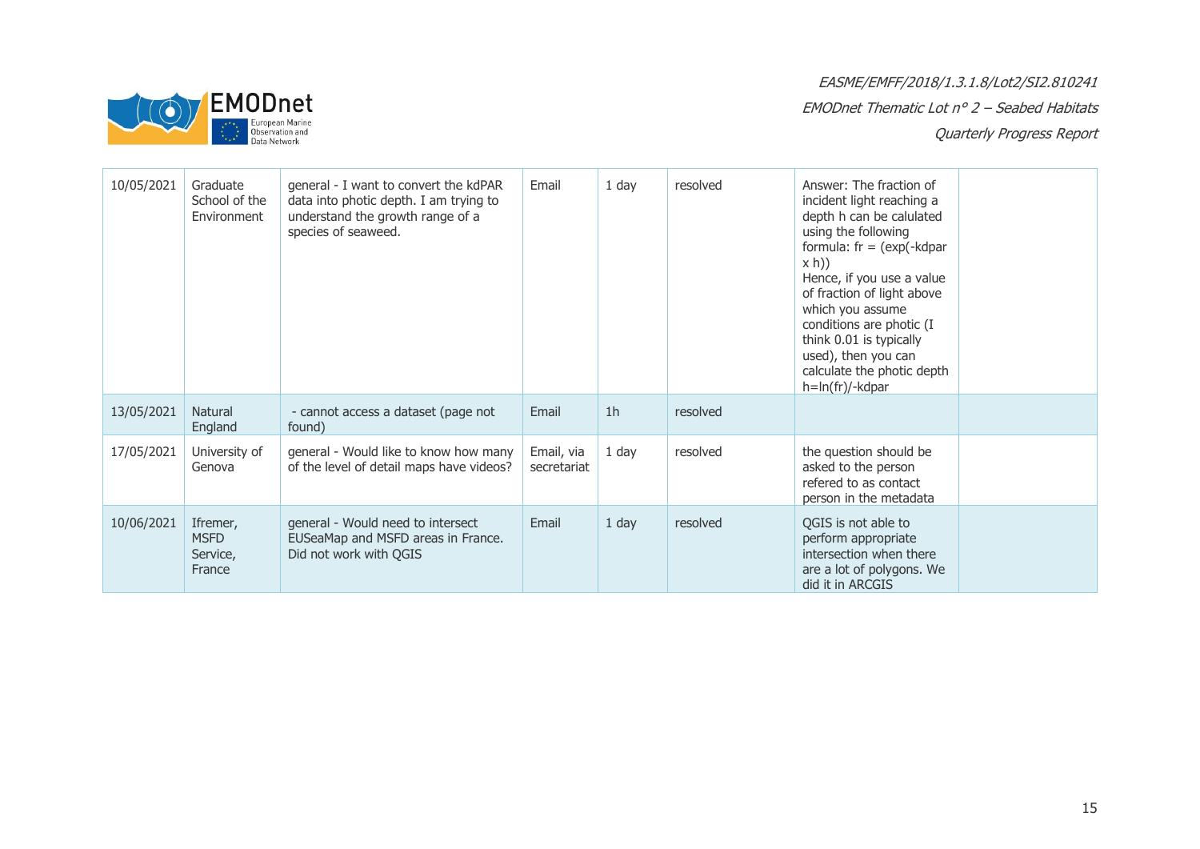| | | | | | | | |
|---|---|---|---|---|---|---|---|
| 10/05/2021 | Graduate School of the Environment | general - I want to convert the kdPAR data into photic depth. I am trying to understand the growth range of a species of seaweed. | Email | 1 day | resolved | Answer: The fraction of incident light reaching a depth h can be calulated using the following formula: fr = (exp(-kdpar x h)) Hence, if you use a value of fraction of light above which you assume conditions are photic (I think 0.01 is typically used), then you can calculate the photic depth h=ln(fr)/-kdpar | |
| 13/05/2021 | Natural England | - cannot access a dataset (page not found) | Email | 1h | resolved | | |
| 17/05/2021 | University of Genova | general - Would like to know how many of the level of detail maps have videos? | Email, via secretariat | 1 day | resolved | the question should be asked to the person refered to as contact person in the metadata | |
| 10/06/2021 | Ifremer, MSFD Service, France | general - Would need to intersect EUSeaMap and MSFD areas in France. Did not work with QGIS | Email | 1 day | resolved | QGIS is not able to perform appropriate intersection when there are a lot of polygons. We did it in ARCGIS | |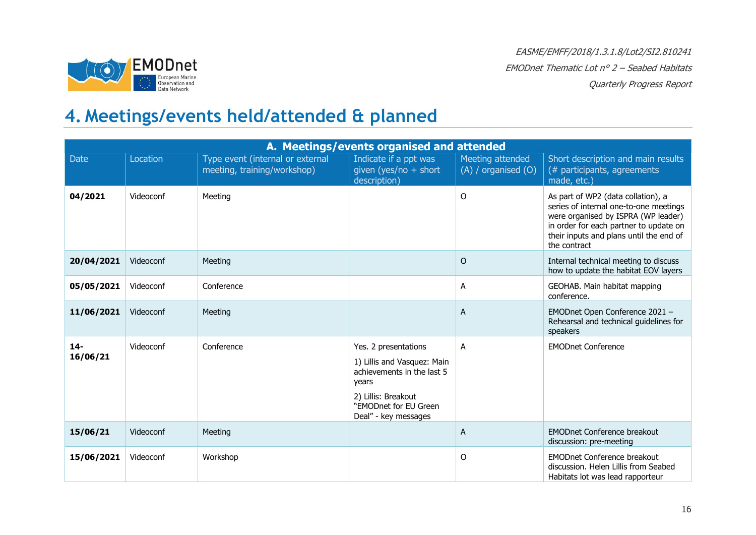# 4. Meetings/events held/attended & planned

| A. Meetings/events organised and attended | | | | | |
|---|---|---|---|---|---|
| Date | Location | Type event (internal or external meeting, training/workshop) | Indicate if a ppt was given (yes/no + short description) | Meeting attended (A) / organised (O) | Short description and main results (# participants, agreements made, etc.) |
| **04/2021** | Videoconf | Meeting | | O | As part of WP2 (data collation), a series of internal one-to-one meetings were organised by ISPRA (WP leader) in order for each partner to update on their inputs and plans until the end of the contract |
| **20/04/2021** | Videoconf | Meeting | | O | Internal technical meeting to discuss how to update the habitat EOV layers |
| **05/05/2021** | Videoconf | Conference | | A | GEOHAB. Main habitat mapping conference. |
| **11/06/2021** | Videoconf | Meeting | | A | EMODnet Open Conference 2021 – Rehearsal and technical guidelines for speakers |
| **14-16/06/21** | Videoconf | Conference | Yes. 2 presentations<br>1) Lillis and Vasquez: Main achievements in the last 5 years<br>2) Lillis: Breakout "EMODnet for EU Green Deal" - key messages | A | EMODnet Conference |
| **15/06/21** | Videoconf | Meeting | | A | EMODnet Conference breakout discussion: pre-meeting |
| **15/06/2021** | Videoconf | Workshop | | O | EMODnet Conference breakout discussion. Helen Lillis from Seabed Habitats lot was lead rapporteur |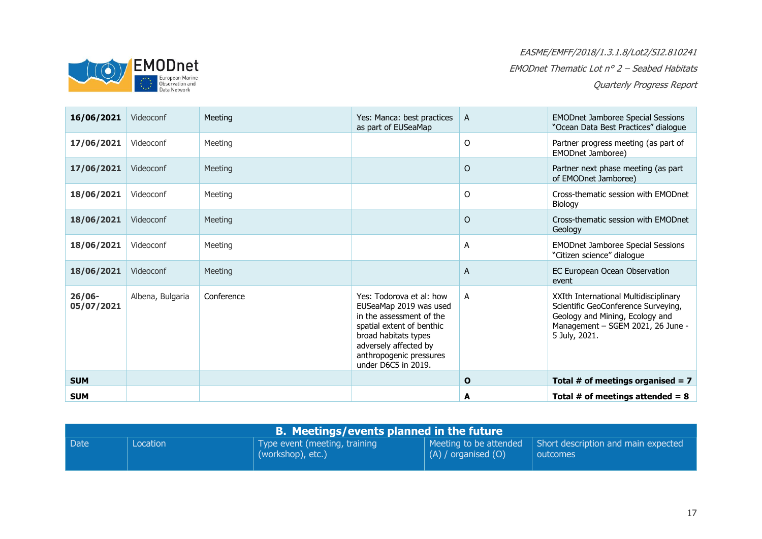| | | | | | |
|---|---|---|---|---|---|
| **16/06/2021** | Videoconf | Meeting | Yes: Manca: best practices as part of EUSeaMap | A | EMODnet Jamboree Special Sessions "Ocean Data Best Practices" dialogue |
| **17/06/2021** | Videoconf | Meeting | | O | Partner progress meeting (as part of EMODnet Jamboree) |
| **17/06/2021** | Videoconf | Meeting | | O | Partner next phase meeting (as part of EMODnet Jamboree) |
| **18/06/2021** | Videoconf | Meeting | | O | Cross-thematic session with EMODnet Biology |
| **18/06/2021** | Videoconf | Meeting | | O | Cross-thematic session with EMODnet Geology |
| **18/06/2021** | Videoconf | Meeting | | A | EMODnet Jamboree Special Sessions "Citizen science" dialogue |
| **18/06/2021** | Videoconf | Meeting | | A | EC European Ocean Observation event |
| **26/06-05/07/2021** | Albena, Bulgaria | Conference | Yes: Todorova et al: how EUSeaMap 2019 was used in the assessment of the spatial extent of benthic broad habitats types adversely affected by anthropogenic pressures under D6C5 in 2019. | A | XXIth International Multidisciplinary Scientific GeoConference Surveying, Geology and Mining, Ecology and Management – SGEM 2021, 26 June - 5 July, 2021. |
| **SUM** | | | | **O** | **Total # of meetings organised = 7** |
| **SUM** | | | | **A** | **Total # of meetings attended = 8** |

| **B. Meetings/events planned in the future** | | | | |
|---|---|---|---|---|
| Date | Location | Type event (meeting, training (workshop), etc.) | Meeting to be attended (A) / organised (O) | Short description and main expected outcomes |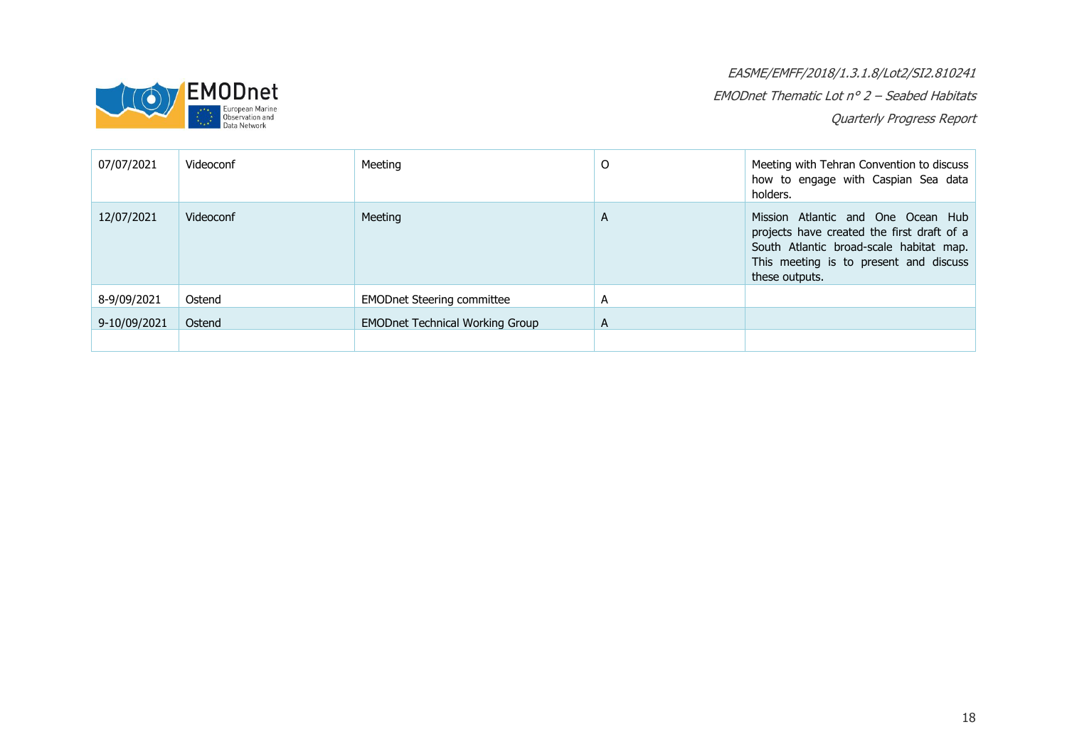| 07/07/2021 | Videoconf | Meeting | O | Meeting with Tehran Convention to discuss how to engage with Caspian Sea data holders. |
|---|---|---|---|---|
| 12/07/2021 | Videoconf | Meeting | A | Mission Atlantic and One Ocean Hub projects have created the first draft of a South Atlantic broad-scale habitat map. This meeting is to present and discuss these outputs. |
| 8-9/09/2021 | Ostend | EMODnet Steering committee | A | |
| 9-10/09/2021 | Ostend | EMODnet Technical Working Group | A | |
| | | | | |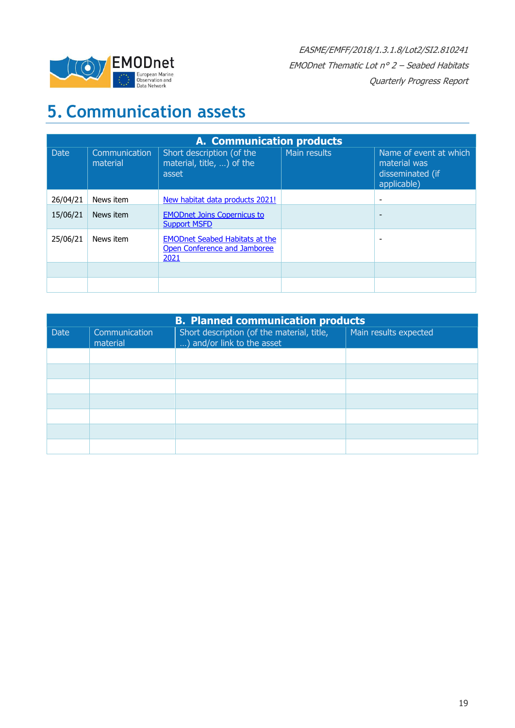# 5. Communication assets

| A. Communication products | | | | |
|---|---|---|---|---|
| Date | Communication material | Short description (of the material, title, …) of the asset | Main results | Name of event at which material was disseminated (if applicable) |
| 26/04/21 | News item | New habitat data products 2021! | | - |
| 15/06/21 | News item | EMODnet Joins Copernicus to Support MSFD | | - |
| 25/06/21 | News item | EMODnet Seabed Habitats at the Open Conference and Jamboree 2021 | | - |
| | | | | |
| | | | | |

| B. Planned communication products | | | |
|---|---|---|---|
| Date | Communication material | Short description (of the material, title, …) and/or link to the asset | Main results expected |
| | | | |
| | | | |
| | | | |
| | | | |
| | | | |
| | | | |
| | | | |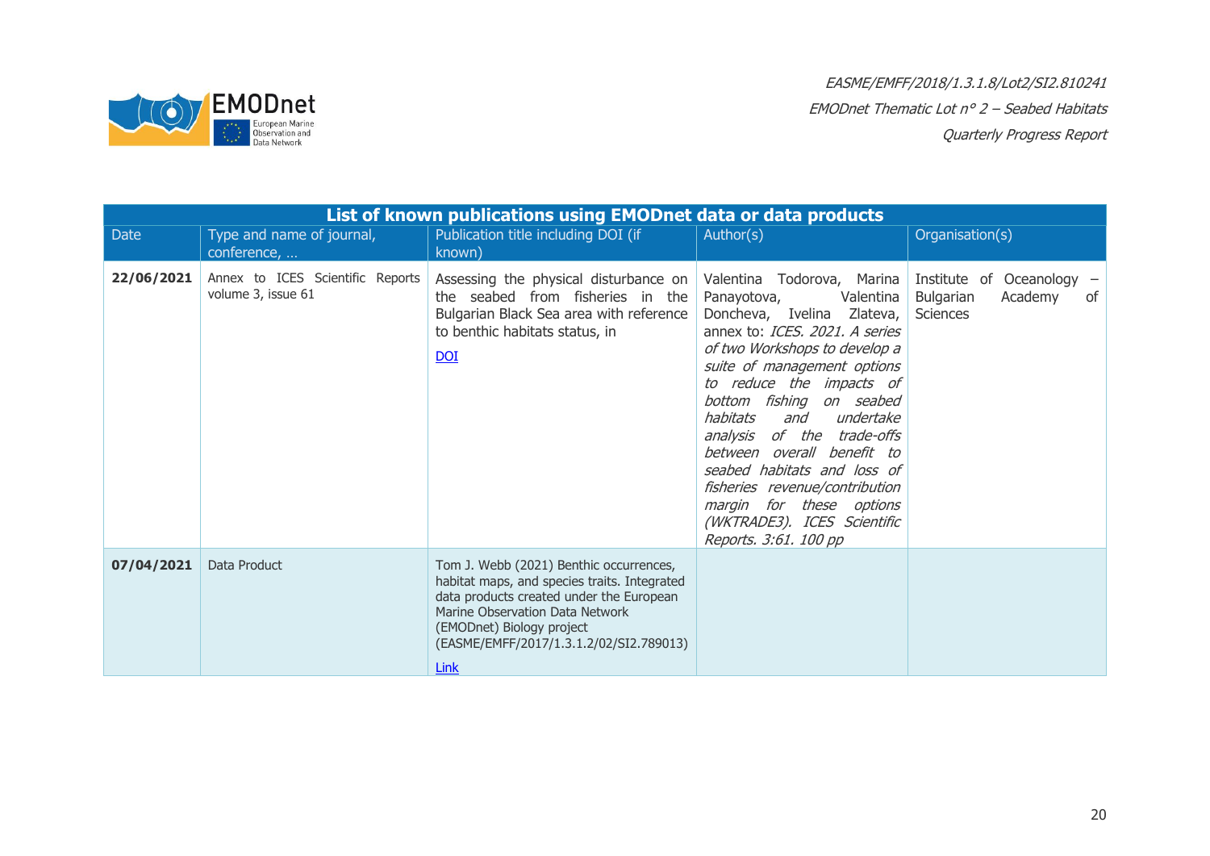| List of known publications using EMODnet data or data products | | | | |
|---|---|---|---|---|
| Date | Type and name of journal, conference, … | Publication title including DOI (if known) | Author(s) | Organisation(s) |
| **22/06/2021** | Annex to ICES Scientific Reports volume 3, issue 61 | Assessing the physical disturbance on the seabed from fisheries in the Bulgarian Black Sea area with reference to benthic habitats status, in [DOI] | Valentina Todorova, Marina Panayotova, Valentina Doncheva, Ivelina Zlateva, annex to: *ICES. 2021. A series of two Workshops to develop a suite of management options to reduce the impacts of bottom fishing on seabed habitats and undertake analysis of the trade-offs between overall benefit to seabed habitats and loss of fisheries revenue/contribution margin for these options (WKTRADE3). ICES Scientific Reports. 3:61. 100 pp* | Institute of Oceanology – Bulgarian Academy of Sciences |
| **07/04/2021** | Data Product | Tom J. Webb (2021) Benthic occurrences, habitat maps, and species traits. Integrated data products created under the European Marine Observation Data Network (EMODnet) Biology project (EASME/EMFF/2017/1.3.1.2/02/SI2.789013) [Link] | | |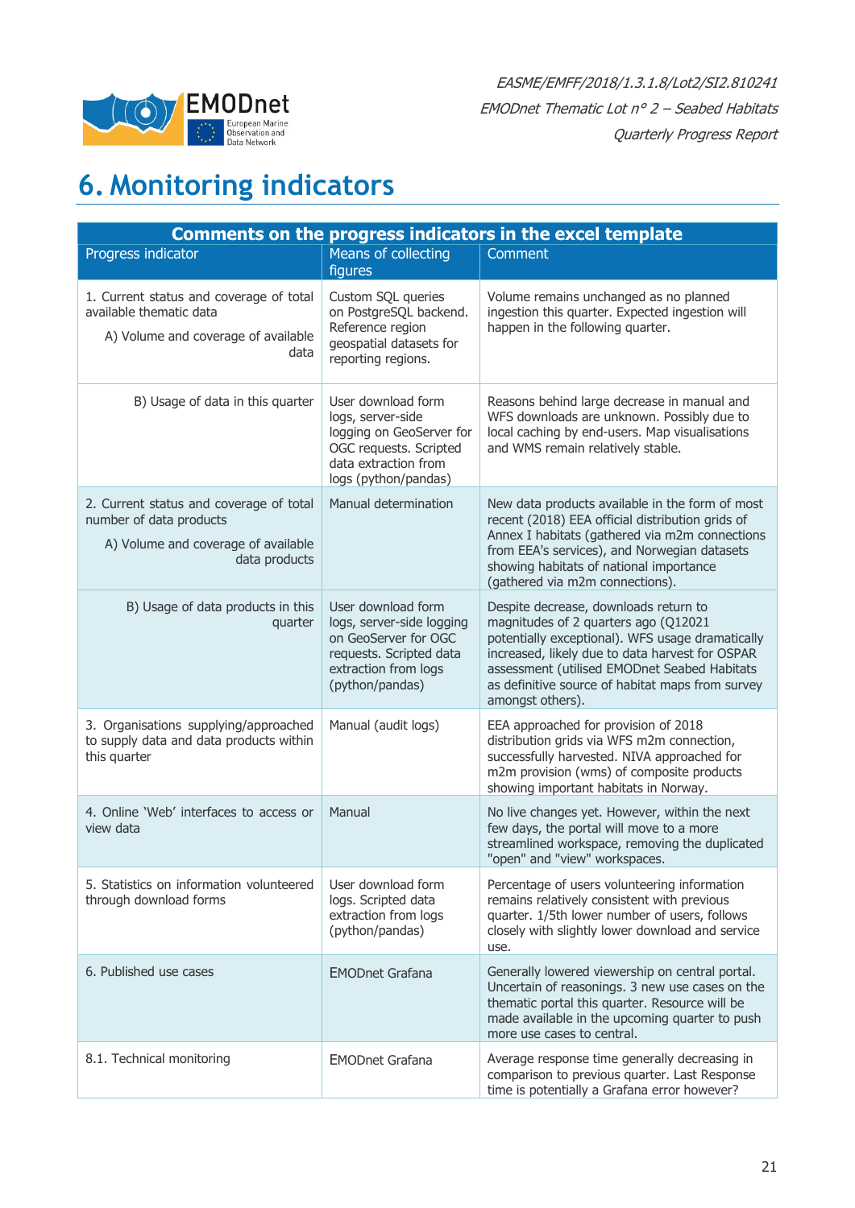# 6. Monitoring indicators

| Comments on the progress indicators in the excel template | | |
|---|---|---|
| Progress indicator | Means of collecting figures | Comment |
| 1. Current status and coverage of total available thematic data<br><br>A) Volume and coverage of available data | Custom SQL queries on PostgreSQL backend. Reference region geospatial datasets for reporting regions. | Volume remains unchanged as no planned ingestion this quarter. Expected ingestion will happen in the following quarter. |
| B) Usage of data in this quarter | User download form logs, server-side logging on GeoServer for OGC requests. Scripted data extraction from logs (python/pandas) | Reasons behind large decrease in manual and WFS downloads are unknown. Possibly due to local caching by end-users. Map visualisations and WMS remain relatively stable. |
| 2. Current status and coverage of total number of data products<br><br>A) Volume and coverage of available data products | Manual determination | New data products available in the form of most recent (2018) EEA official distribution grids of Annex I habitats (gathered via m2m connections from EEA's services), and Norwegian datasets showing habitats of national importance (gathered via m2m connections). |
| B) Usage of data products in this quarter | User download form logs, server-side logging on GeoServer for OGC requests. Scripted data extraction from logs (python/pandas) | Despite decrease, downloads return to magnitudes of 2 quarters ago (Q12021 potentially exceptional). WFS usage dramatically increased, likely due to data harvest for OSPAR assessment (utilised EMODnet Seabed Habitats as definitive source of habitat maps from survey amongst others). |
| 3. Organisations supplying/approached to supply data and data products within this quarter | Manual (audit logs) | EEA approached for provision of 2018 distribution grids via WFS m2m connection, successfully harvested. NIVA approached for m2m provision (wms) of composite products showing important habitats in Norway. |
| 4. Online 'Web' interfaces to access or view data | Manual | No live changes yet. However, within the next few days, the portal will move to a more streamlined workspace, removing the duplicated "open" and "view" workspaces. |
| 5. Statistics on information volunteered through download forms | User download form logs. Scripted data extraction from logs (python/pandas) | Percentage of users volunteering information remains relatively consistent with previous quarter. 1/5th lower number of users, follows closely with slightly lower download and service use. |
| 6. Published use cases | EMODnet Grafana | Generally lowered viewership on central portal. Uncertain of reasonings. 3 new use cases on the thematic portal this quarter. Resource will be made available in the upcoming quarter to push more use cases to central. |
| 8.1. Technical monitoring | EMODnet Grafana | Average response time generally decreasing in comparison to previous quarter. Last Response time is potentially a Grafana error however? |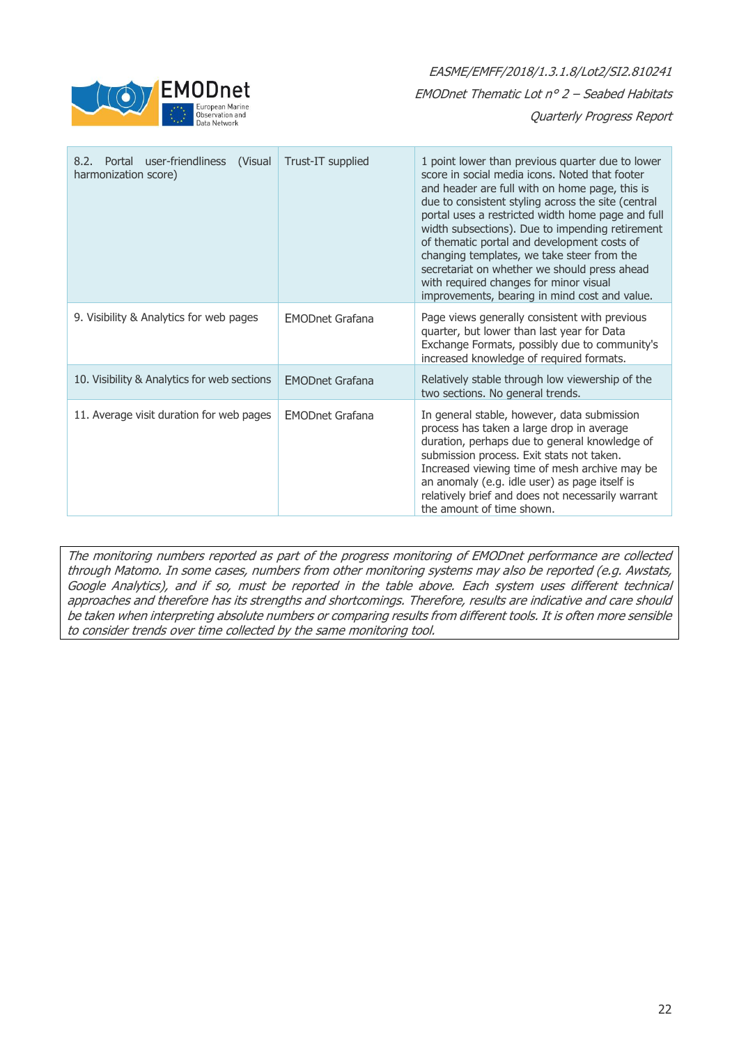| | | |
|---|---|---|
| 8.2. Portal user-friendliness (Visual harmonization score) | Trust-IT supplied | 1 point lower than previous quarter due to lower score in social media icons. Noted that footer and header are full with on home page, this is due to consistent styling across the site (central portal uses a restricted width home page and full width subsections). Due to impending retirement of thematic portal and development costs of changing templates, we take steer from the secretariat on whether we should press ahead with required changes for minor visual improvements, bearing in mind cost and value. |
| 9. Visibility & Analytics for web pages | EMODnet Grafana | Page views generally consistent with previous quarter, but lower than last year for Data Exchange Formats, possibly due to community's increased knowledge of required formats. |
| 10. Visibility & Analytics for web sections | EMODnet Grafana | Relatively stable through low viewership of the two sections. No general trends. |
| 11. Average visit duration for web pages | EMODnet Grafana | In general stable, however, data submission process has taken a large drop in average duration, perhaps due to general knowledge of submission process. Exit stats not taken. Increased viewing time of mesh archive may be an anomaly (e.g. idle user) as page itself is relatively brief and does not necessarily warrant the amount of time shown. |

*The monitoring numbers reported as part of the progress monitoring of EMODnet performance are collected through Matomo. In some cases, numbers from other monitoring systems may also be reported (e.g. Awstats, Google Analytics), and if so, must be reported in the table above. Each system uses different technical approaches and therefore has its strengths and shortcomings. Therefore, results are indicative and care should be taken when interpreting absolute numbers or comparing results from different tools. It is often more sensible to consider trends over time collected by the same monitoring tool.*